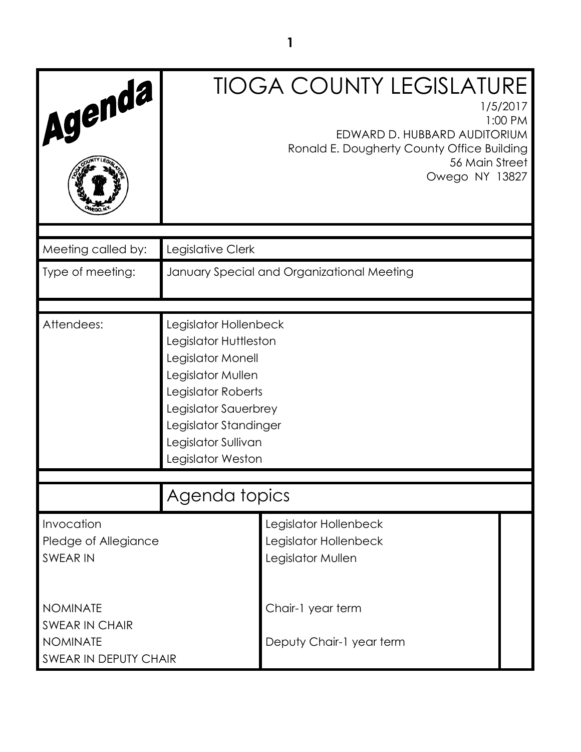# Agenda

# TIOGA COUNTY LEGISLATURE

1/5/2017
1:00 PM
EDWARD D. HUBBARD AUDITORIUM
Ronald E. Dougherty County Office Building
56 Main Street
Owego NY 13827

| | |
|---|---|
| Meeting called by: | Legislative Clerk |
| Type of meeting: | January Special and Organizational Meeting |
| Attendees: | Legislator Hollenbeck<br>Legislator Huttleston<br>Legislator Monell<br>Legislator Mullen<br>Legislator Roberts<br>Legislator Sauerbrey<br>Legislator Standinger<br>Legislator Sullivan<br>Legislator Weston |

## Agenda topics

| | |
|---|---|
| Invocation | Legislator Hollenbeck |
| Pledge of Allegiance | Legislator Hollenbeck |
| SWEAR IN | Legislator Mullen |
| NOMINATE | Chair-1 year term |
| SWEAR IN CHAIR | |
| NOMINATE | Deputy Chair-1 year term |
| SWEAR IN DEPUTY CHAIR | |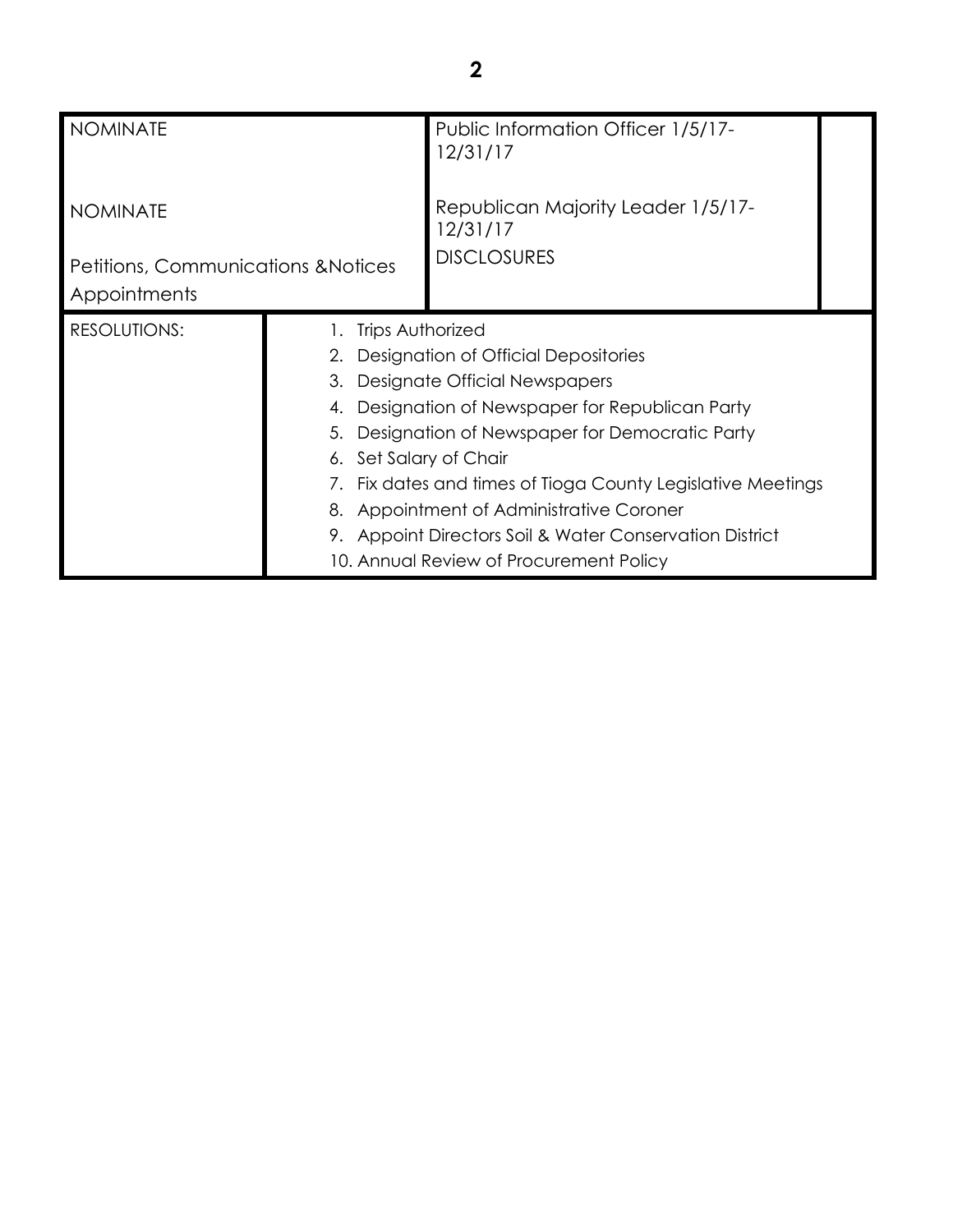| | | | |
|---|---|---|---|
| NOMINATE | | Public Information Officer 1/5/17-12/31/17 | |
| NOMINATE | | Republican Majority Leader 1/5/17-12/31/17 | |
| Petitions, Communications &Notices Appointments | | DISCLOSURES | |
| RESOLUTIONS: | 1. Trips Authorized<br>2. Designation of Official Depositories<br>3. Designate Official Newspapers<br>4. Designation of Newspaper for Republican Party<br>5. Designation of Newspaper for Democratic Party<br>6. Set Salary of Chair<br>7. Fix dates and times of Tioga County Legislative Meetings<br>8. Appointment of Administrative Coroner<br>9. Appoint Directors Soil & Water Conservation District<br>10. Annual Review of Procurement Policy | | |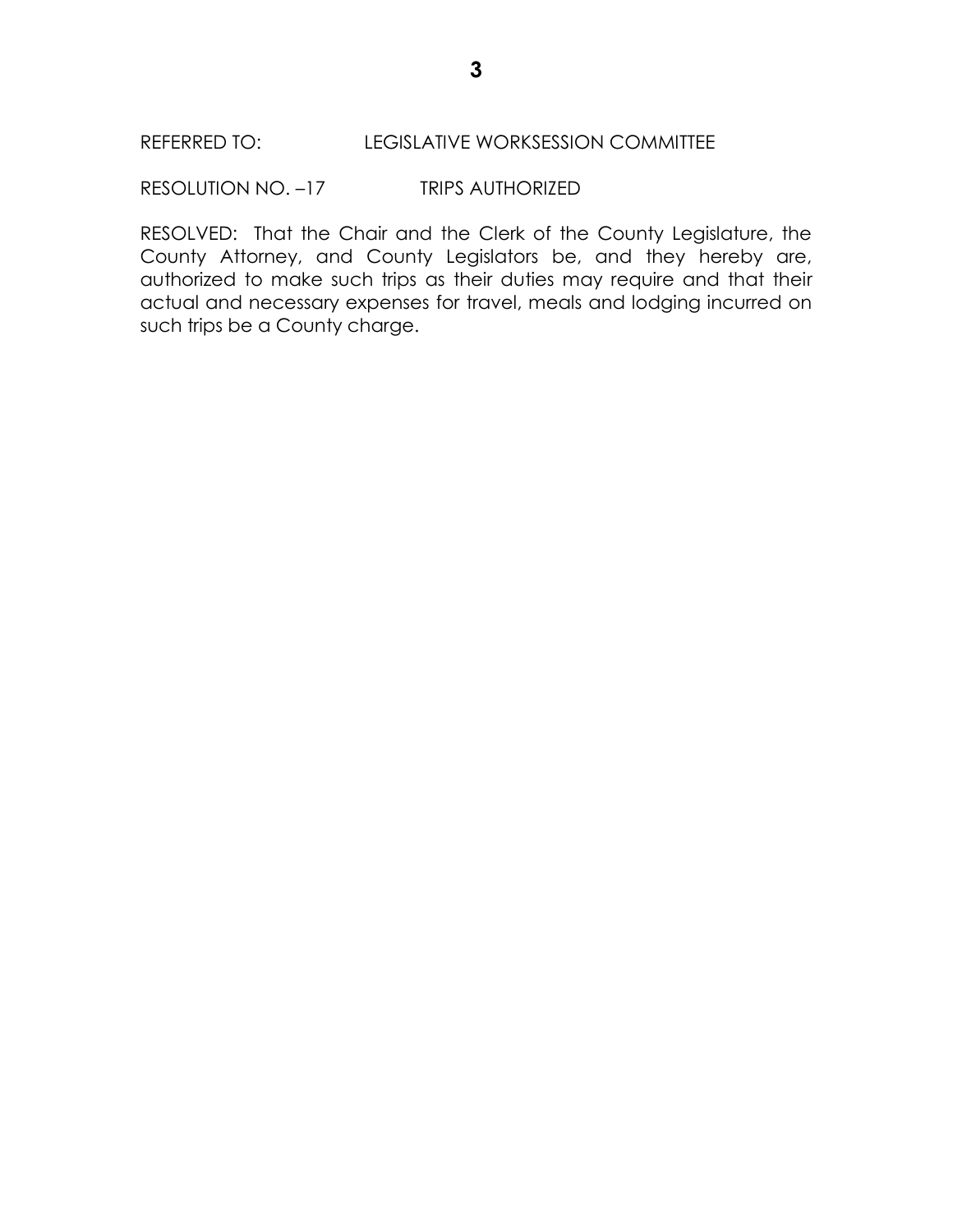REFERRED TO: LEGISLATIVE WORKSESSION COMMITTEE

RESOLUTION NO. –17 TRIPS AUTHORIZED

RESOLVED: That the Chair and the Clerk of the County Legislature, the County Attorney, and County Legislators be, and they hereby are, authorized to make such trips as their duties may require and that their actual and necessary expenses for travel, meals and lodging incurred on such trips be a County charge.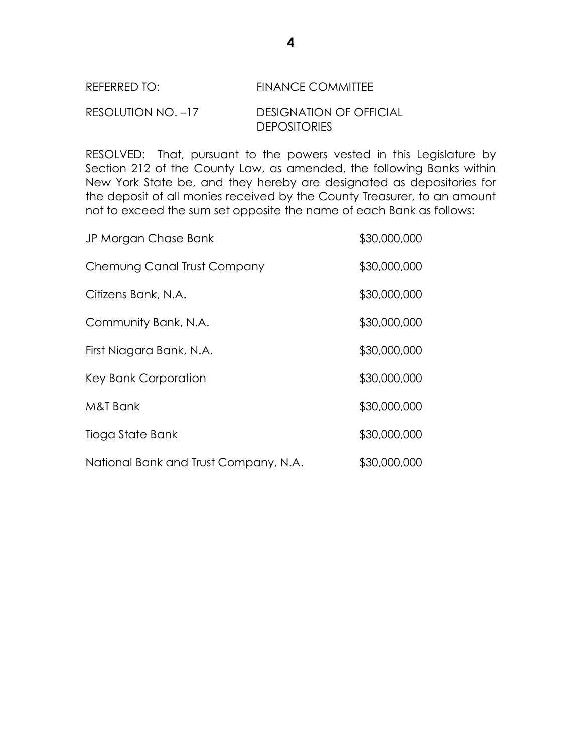REFERRED TO: FINANCE COMMITTEE

RESOLUTION NO. –17 DESIGNATION OF OFFICIAL DEPOSITORIES

RESOLVED: That, pursuant to the powers vested in this Legislature by Section 212 of the County Law, as amended, the following Banks within New York State be, and they hereby are designated as depositories for the deposit of all monies received by the County Treasurer, to an amount not to exceed the sum set opposite the name of each Bank as follows:

| | |
|---|---|
| JP Morgan Chase Bank | $30,000,000 |
| Chemung Canal Trust Company | $30,000,000 |
| Citizens Bank, N.A. | $30,000,000 |
| Community Bank, N.A. | $30,000,000 |
| First Niagara Bank, N.A. | $30,000,000 |
| Key Bank Corporation | $30,000,000 |
| M&T Bank | $30,000,000 |
| Tioga State Bank | $30,000,000 |
| National Bank and Trust Company, N.A. | $30,000,000 |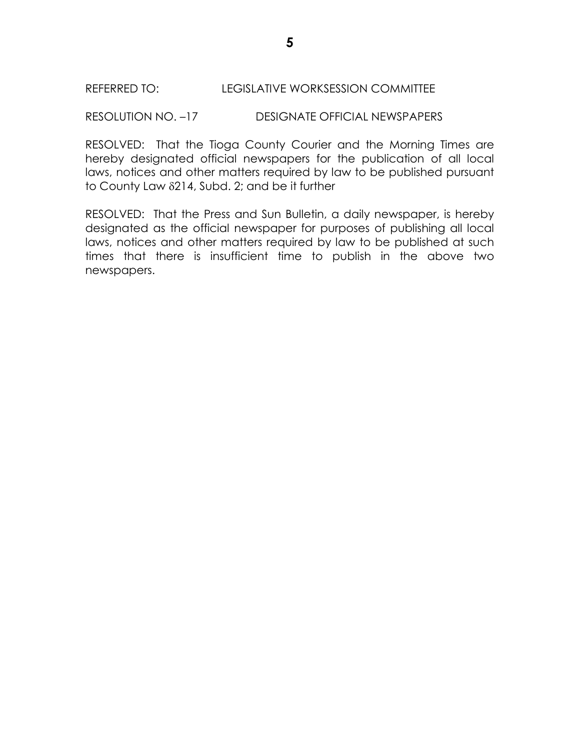REFERRED TO: LEGISLATIVE WORKSESSION COMMITTEE

RESOLUTION NO. –17 DESIGNATE OFFICIAL NEWSPAPERS

RESOLVED: That the Tioga County Courier and the Morning Times are hereby designated official newspapers for the publication of all local laws, notices and other matters required by law to be published pursuant to County Law δ214, Subd. 2; and be it further

RESOLVED: That the Press and Sun Bulletin, a daily newspaper, is hereby designated as the official newspaper for purposes of publishing all local laws, notices and other matters required by law to be published at such times that there is insufficient time to publish in the above two newspapers.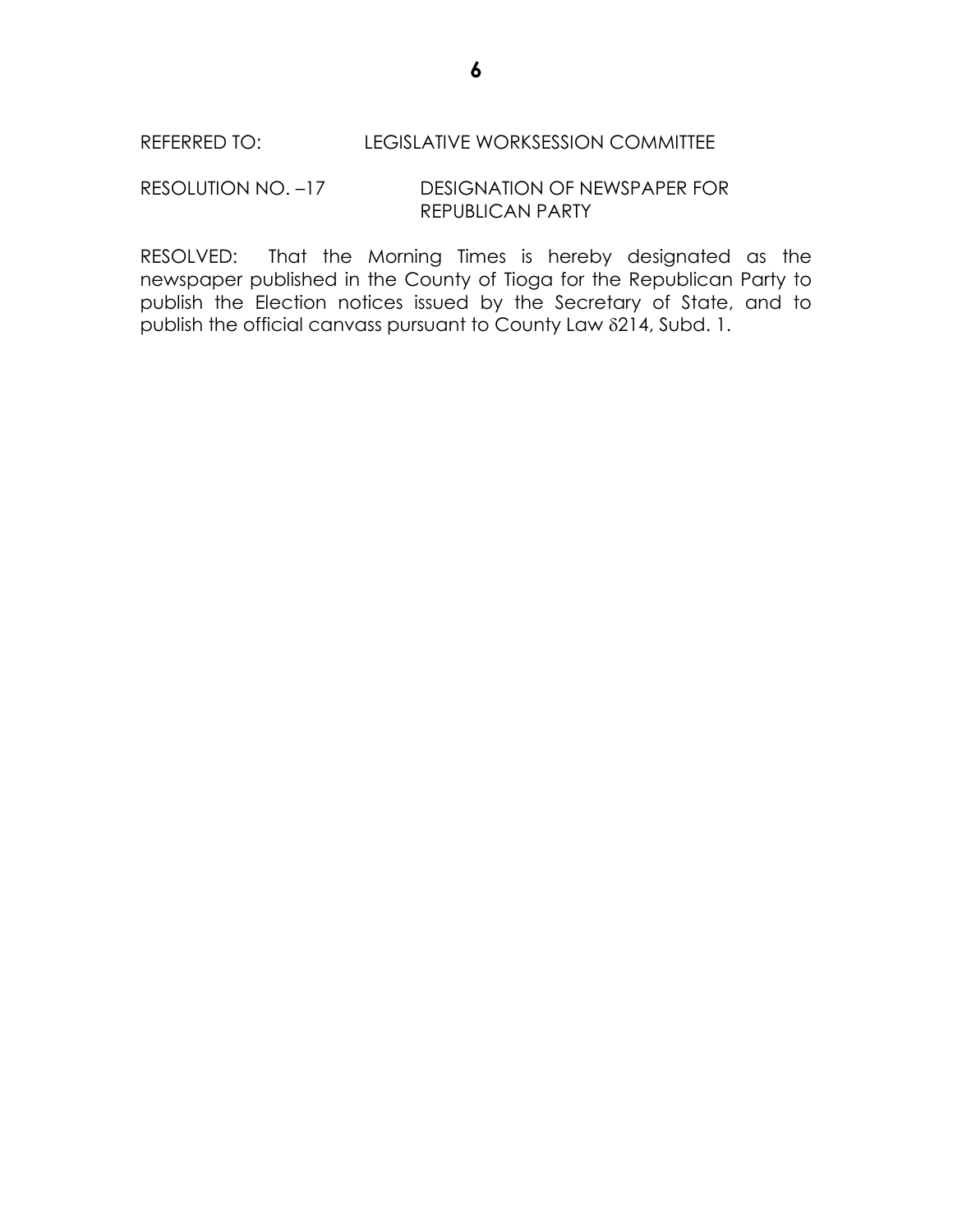REFERRED TO: LEGISLATIVE WORKSESSION COMMITTEE

RESOLUTION NO. –17 DESIGNATION OF NEWSPAPER FOR REPUBLICAN PARTY

RESOLVED: That the Morning Times is hereby designated as the newspaper published in the County of Tioga for the Republican Party to publish the Election notices issued by the Secretary of State, and to publish the official canvass pursuant to County Law δ214, Subd. 1.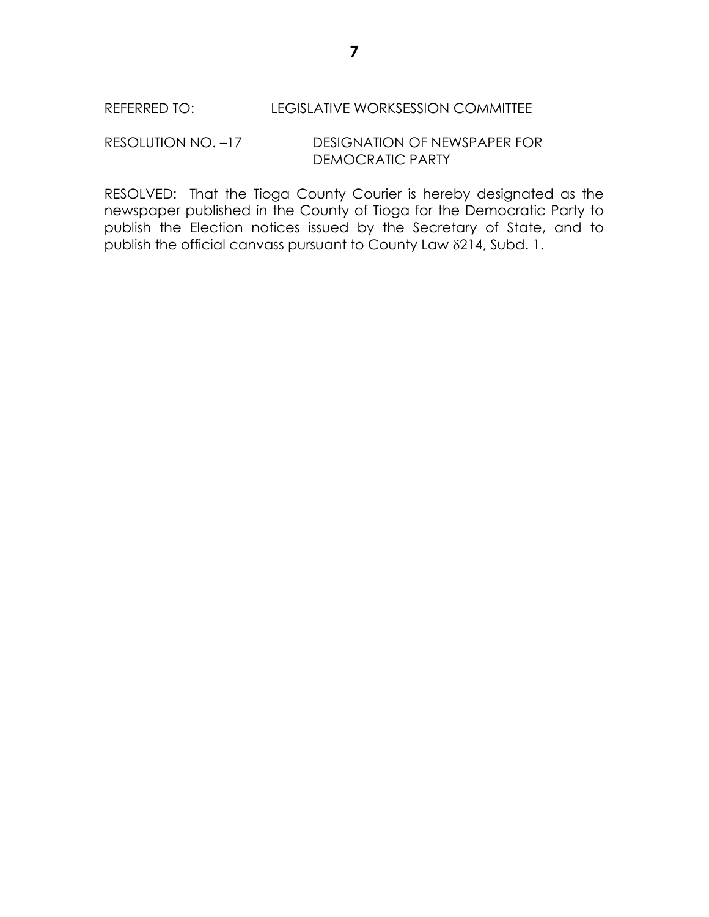REFERRED TO: LEGISLATIVE WORKSESSION COMMITTEE

RESOLUTION NO. –17 DESIGNATION OF NEWSPAPER FOR DEMOCRATIC PARTY

RESOLVED: That the Tioga County Courier is hereby designated as the newspaper published in the County of Tioga for the Democratic Party to publish the Election notices issued by the Secretary of State, and to publish the official canvass pursuant to County Law δ214, Subd. 1.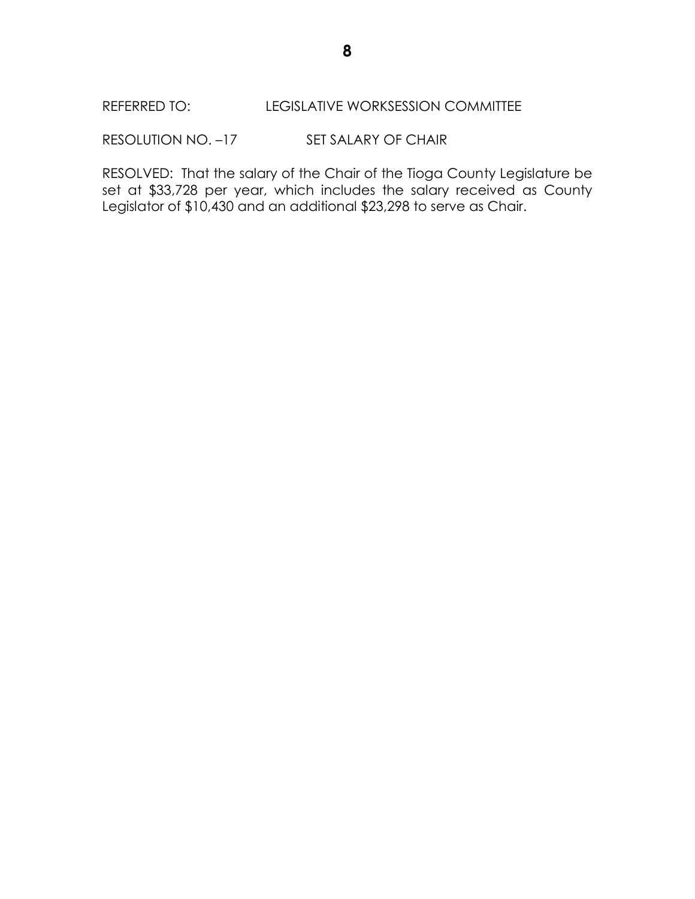REFERRED TO: LEGISLATIVE WORKSESSION COMMITTEE

RESOLUTION NO. –17 SET SALARY OF CHAIR

RESOLVED: That the salary of the Chair of the Tioga County Legislature be set at $33,728 per year, which includes the salary received as County Legislator of $10,430 and an additional $23,298 to serve as Chair.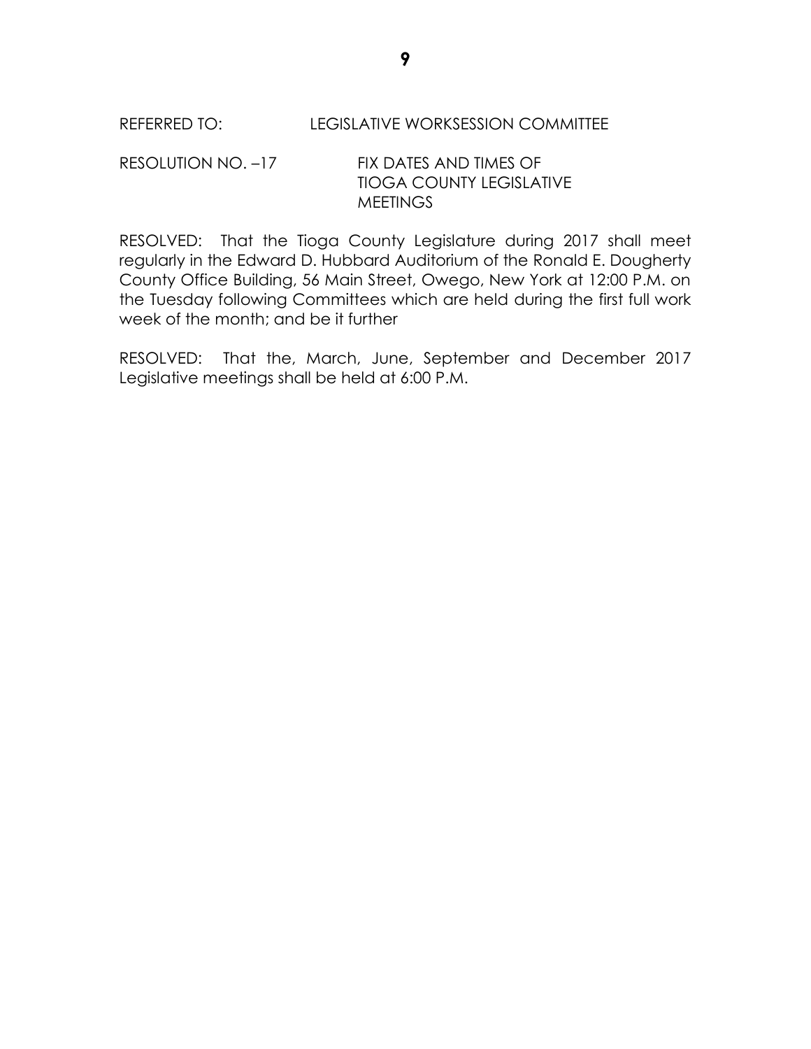REFERRED TO: LEGISLATIVE WORKSESSION COMMITTEE

RESOLUTION NO. –17 FIX DATES AND TIMES OF TIOGA COUNTY LEGISLATIVE MEETINGS

RESOLVED: That the Tioga County Legislature during 2017 shall meet regularly in the Edward D. Hubbard Auditorium of the Ronald E. Dougherty County Office Building, 56 Main Street, Owego, New York at 12:00 P.M. on the Tuesday following Committees which are held during the first full work week of the month; and be it further

RESOLVED: That the, March, June, September and December 2017 Legislative meetings shall be held at 6:00 P.M.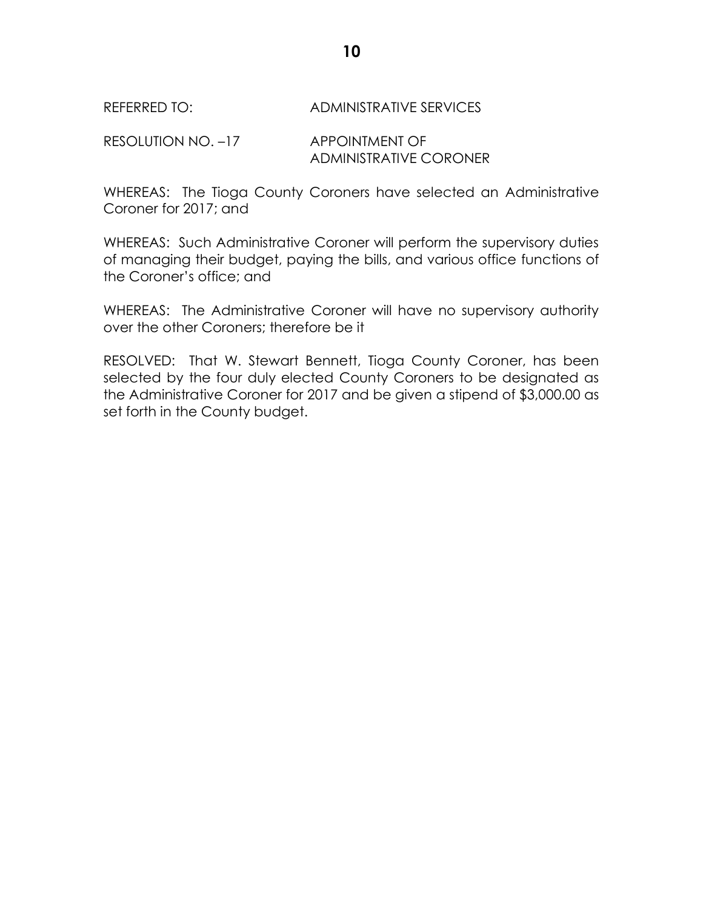REFERRED TO: ADMINISTRATIVE SERVICES

RESOLUTION NO. –17 APPOINTMENT OF ADMINISTRATIVE CORONER

WHEREAS: The Tioga County Coroners have selected an Administrative Coroner for 2017; and

WHEREAS: Such Administrative Coroner will perform the supervisory duties of managing their budget, paying the bills, and various office functions of the Coroner's office; and

WHEREAS: The Administrative Coroner will have no supervisory authority over the other Coroners; therefore be it

RESOLVED: That W. Stewart Bennett, Tioga County Coroner, has been selected by the four duly elected County Coroners to be designated as the Administrative Coroner for 2017 and be given a stipend of $3,000.00 as set forth in the County budget.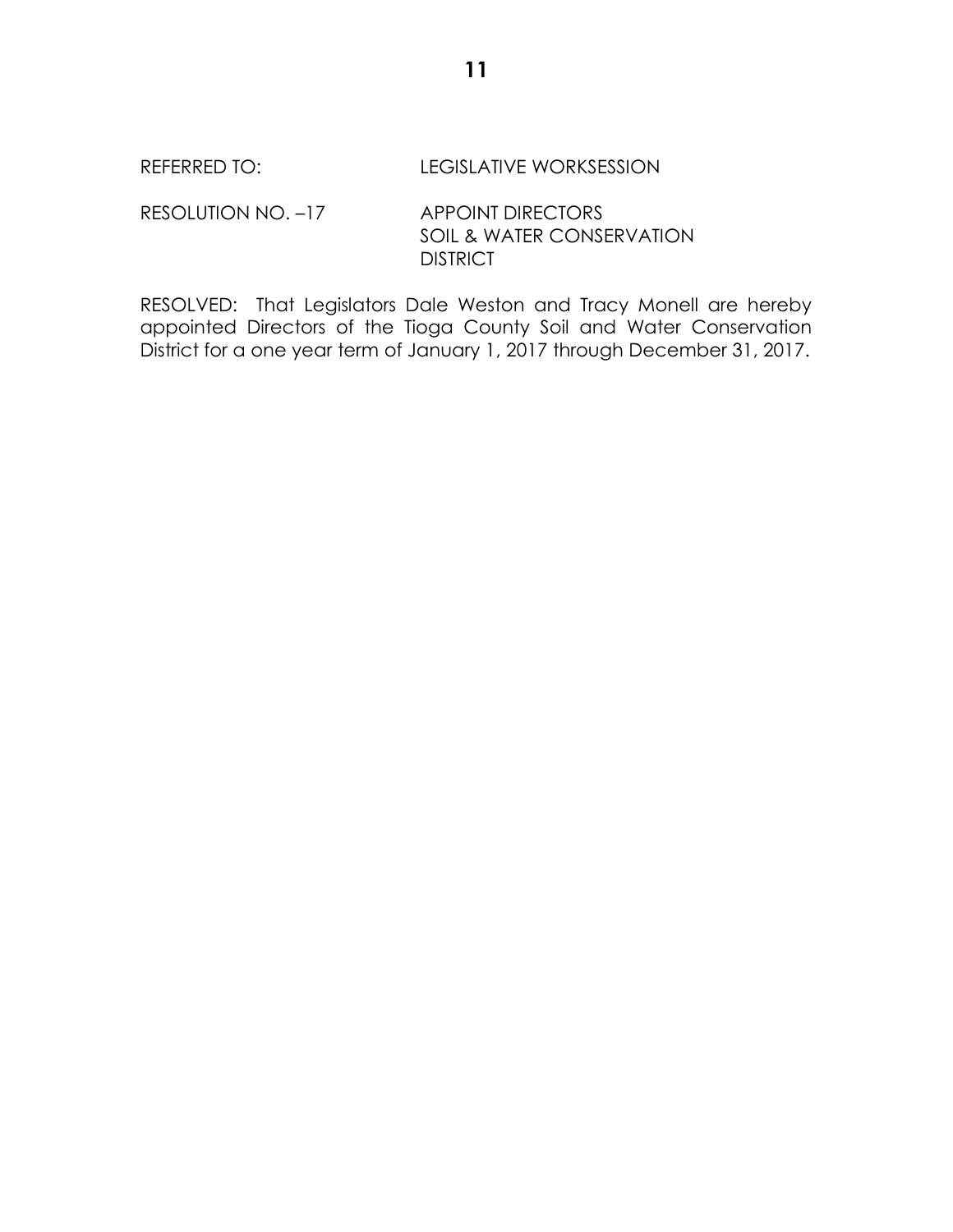REFERRED TO: LEGISLATIVE WORKSESSION

RESOLUTION NO. –17 APPOINT DIRECTORS
SOIL & WATER CONSERVATION
DISTRICT

RESOLVED: That Legislators Dale Weston and Tracy Monell are hereby appointed Directors of the Tioga County Soil and Water Conservation District for a one year term of January 1, 2017 through December 31, 2017.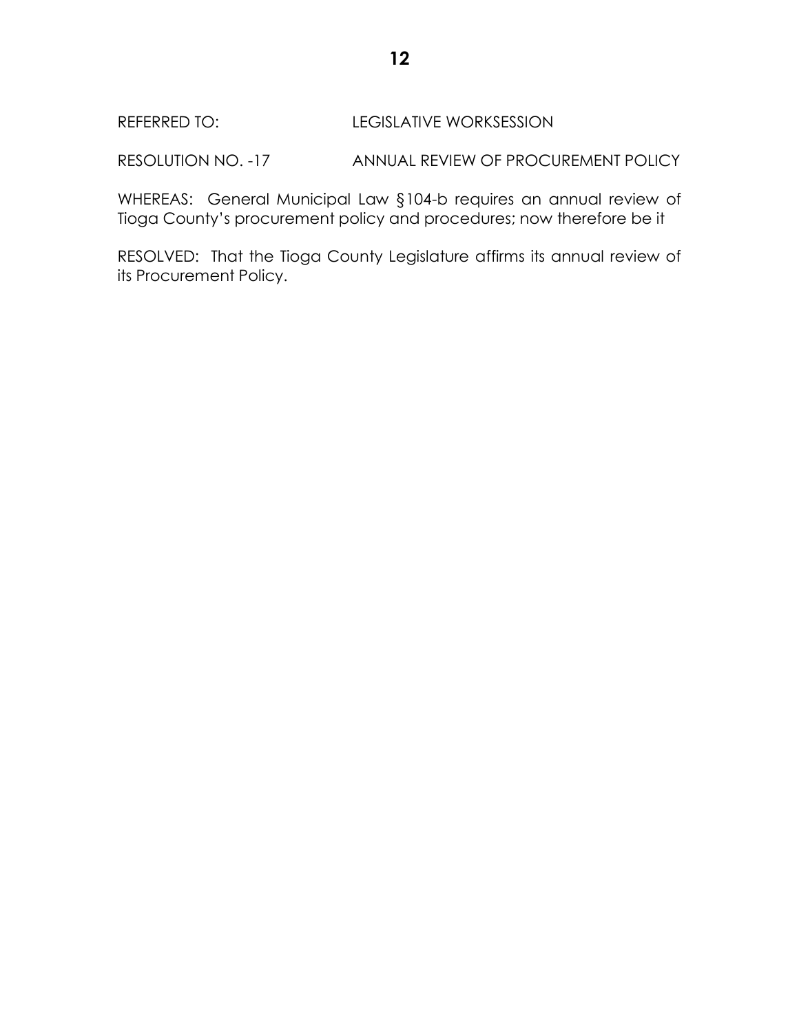REFERRED TO: LEGISLATIVE WORKSESSION

RESOLUTION NO. -17 ANNUAL REVIEW OF PROCUREMENT POLICY

WHEREAS: General Municipal Law §104-b requires an annual review of Tioga County's procurement policy and procedures; now therefore be it

RESOLVED: That the Tioga County Legislature affirms its annual review of its Procurement Policy.